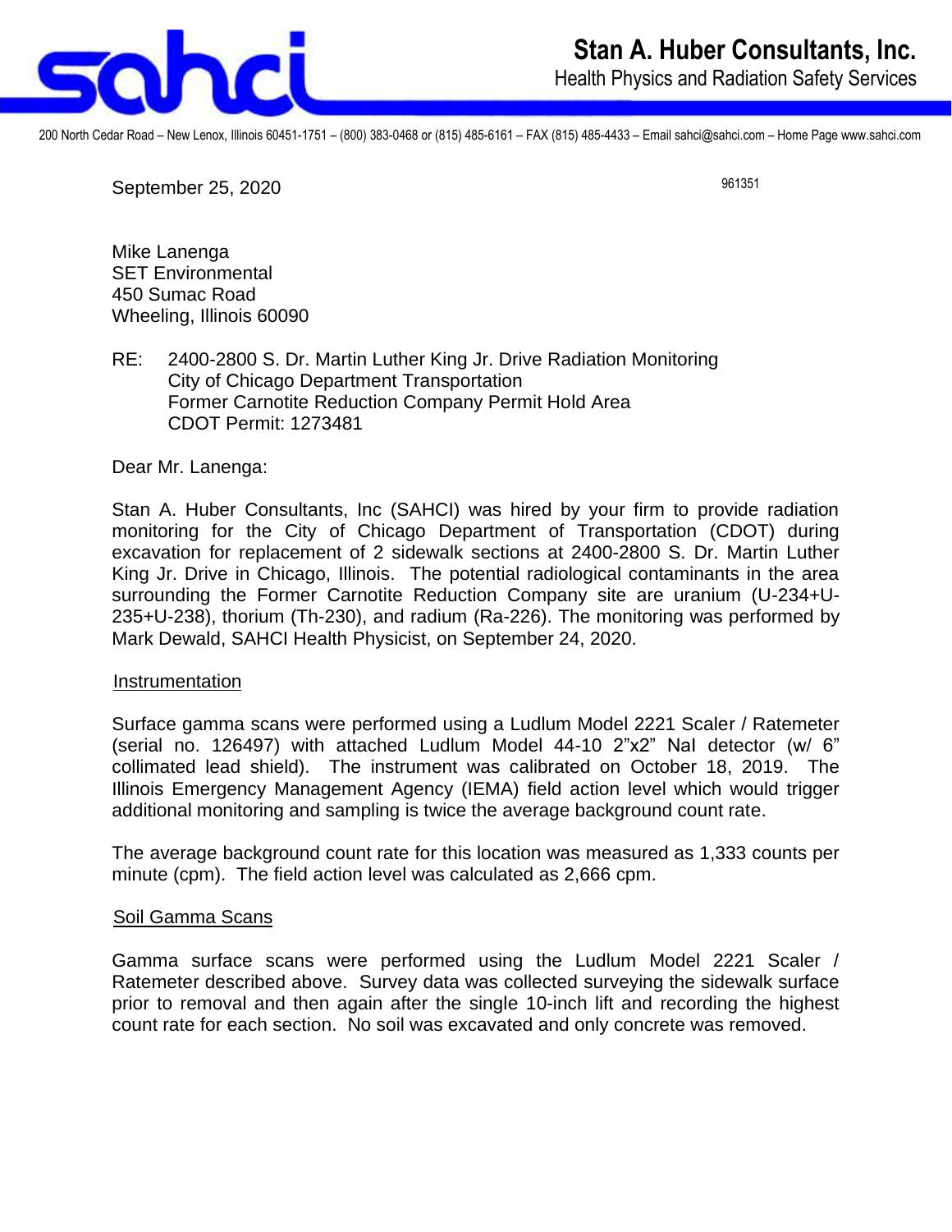# Stan A. Huber Consultants, Inc.

Health Physics and Radiation Safety Services

200 North Cedar Road – New Lenox, Illinois 60451-1751 – (800) 383-0468 or (815) 485-6161 – FAX (815) 485-4433 – Email sahci@sahci.com – Home Page www.sahci.com

September 25, 2020

961351

Mike Lanenga
SET Environmental
450 Sumac Road
Wheeling, Illinois 60090

RE: 2400-2800 S. Dr. Martin Luther King Jr. Drive Radiation Monitoring
City of Chicago Department Transportation
Former Carnotite Reduction Company Permit Hold Area
CDOT Permit: 1273481

Dear Mr. Lanenga:

Stan A. Huber Consultants, Inc (SAHCI) was hired by your firm to provide radiation monitoring for the City of Chicago Department of Transportation (CDOT) during excavation for replacement of 2 sidewalk sections at 2400-2800 S. Dr. Martin Luther King Jr. Drive in Chicago, Illinois. The potential radiological contaminants in the area surrounding the Former Carnotite Reduction Company site are uranium (U-234+U-235+U-238), thorium (Th-230), and radium (Ra-226). The monitoring was performed by Mark Dewald, SAHCI Health Physicist, on September 24, 2020.

## Instrumentation

Surface gamma scans were performed using a Ludlum Model 2221 Scaler / Ratemeter (serial no. 126497) with attached Ludlum Model 44-10 2"x2" NaI detector (w/ 6" collimated lead shield). The instrument was calibrated on October 18, 2019. The Illinois Emergency Management Agency (IEMA) field action level which would trigger additional monitoring and sampling is twice the average background count rate.

The average background count rate for this location was measured as 1,333 counts per minute (cpm). The field action level was calculated as 2,666 cpm.

## Soil Gamma Scans

Gamma surface scans were performed using the Ludlum Model 2221 Scaler / Ratemeter described above. Survey data was collected surveying the sidewalk surface prior to removal and then again after the single 10-inch lift and recording the highest count rate for each section. No soil was excavated and only concrete was removed.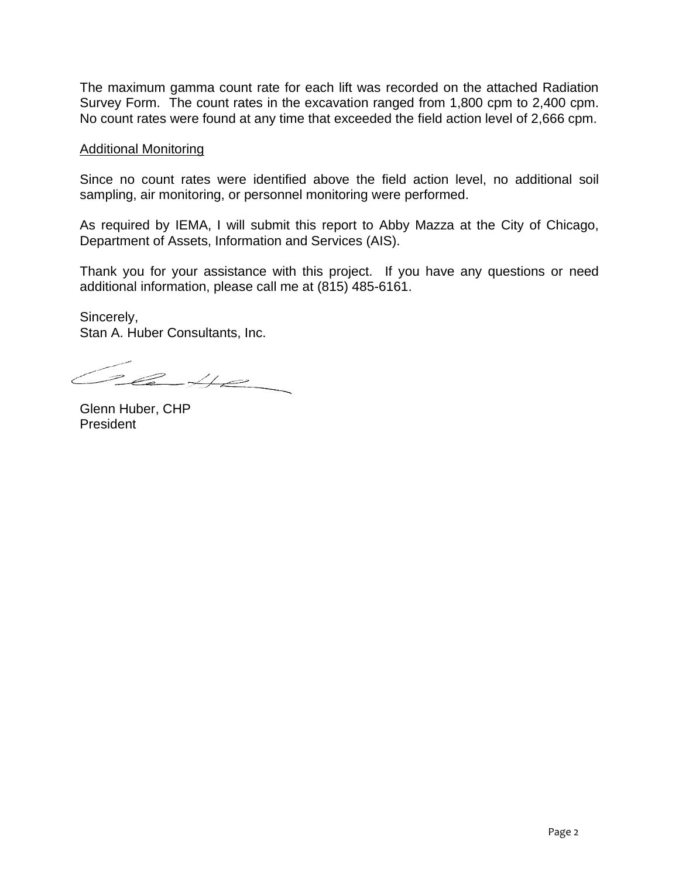The maximum gamma count rate for each lift was recorded on the attached Radiation Survey Form. The count rates in the excavation ranged from 1,800 cpm to 2,400 cpm. No count rates were found at any time that exceeded the field action level of 2,666 cpm.

<u>Additional Monitoring</u>

Since no count rates were identified above the field action level, no additional soil sampling, air monitoring, or personnel monitoring were performed.

As required by IEMA, I will submit this report to Abby Mazza at the City of Chicago, Department of Assets, Information and Services (AIS).

Thank you for your assistance with this project. If you have any questions or need additional information, please call me at (815) 485-6161.

Sincerely,
Stan A. Huber Consultants, Inc.

Glenn Huber, CHP
President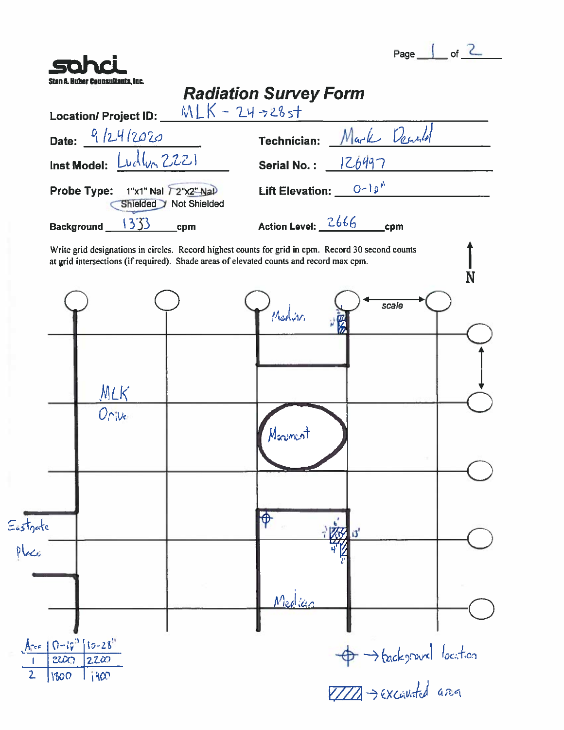**sahci**
Stan A. Huber Consultants, Inc.

# Radiation Survey Form

**Location/ Project ID:** MLK - 24 → 28 st

**Date:** 9/24/2020 **Technician:** Mark Dewald

**Inst Model:** Ludlum 2221 **Serial No.:** 126497

**Probe Type:** 1"x1" NaI / 2"x2" NaI (circled) — Shielded (circled) / Not Shielded **Lift Elevation:** 0-10"

**Background** 1333 cpm **Action Level:** 2666 cpm

Write grid designations in circles. Record highest counts for grid in cpm. Record 30 second counts at grid intersections (if required). Shade areas of elevated counts and record max cpm.

N

scale

MLK Drive

Median

Monument

Median

Eastgate Place

1 (excavated area: 2' x 1')

2 (excavated area: 6', 7', 13', 4', 2')

| Area | 0-10" | 10-28" |
|---|---|---|
| 1 | 2200 | 2200 |
| 2 | 1800 | 1900 |

⌖ → background location

▨ → excavated area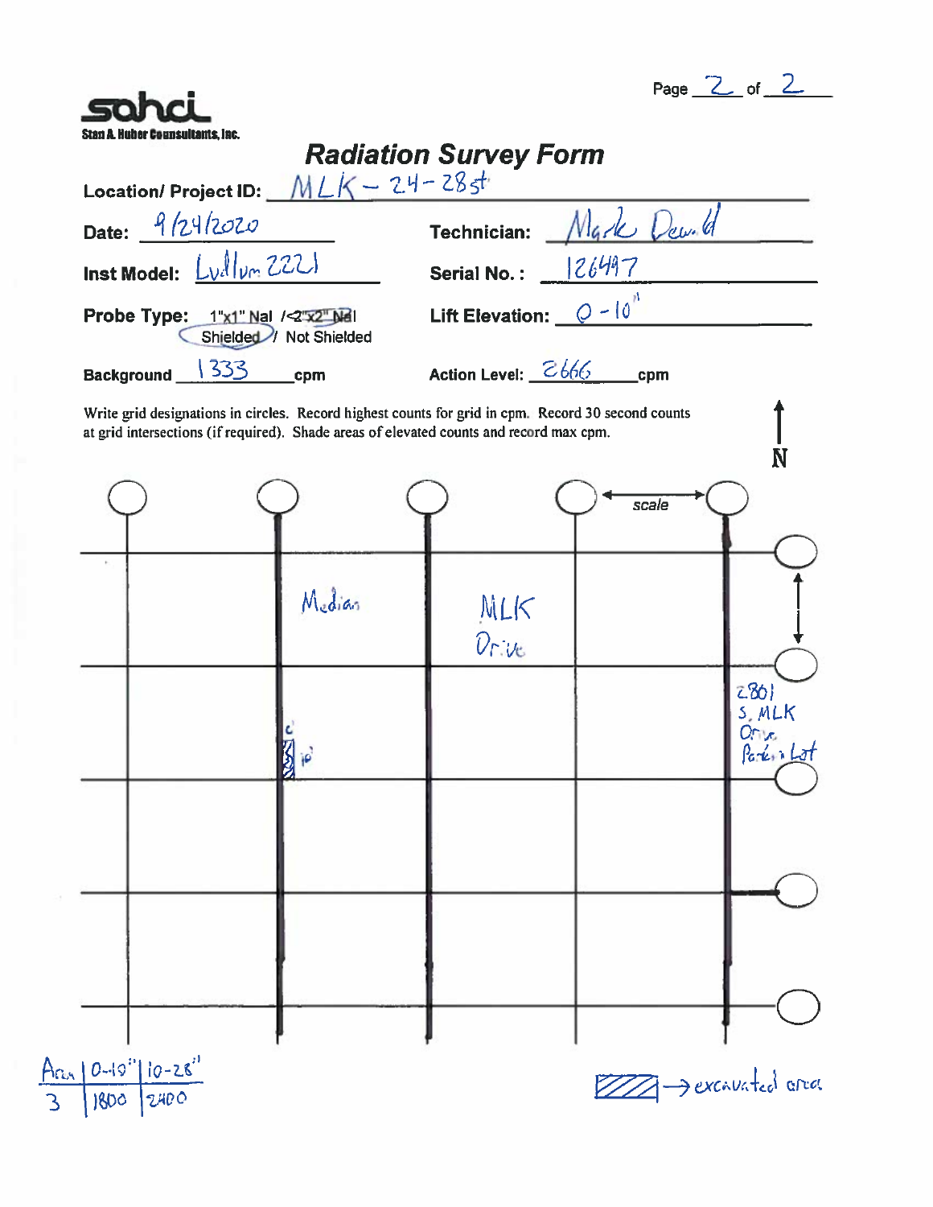Stan A. Huber Counsultants, Inc.

# Radiation Survey Form

**Location/ Project ID:** MLK – 24-28st

**Date:** 9/24/2020 **Technician:** Mark Dewald

**Inst Model:** Ludlum 2221 **Serial No.:** 126497

**Probe Type:** 1"x1" NaI / ~~<2"x2" NaI~~ **Lift Elevation:** 0 - 10"

Shielded / Not Shielded

**Background** 1333 cpm **Action Level:** 2666 cpm

Write grid designations in circles. Record highest counts for grid in cpm. Record 30 second counts at grid intersections (if required). Shade areas of elevated counts and record max cpm.

N

scale

Median

MLK Drive

2801 S. MLK Drive Parking Lot

0'

3

10'

| Area | 0-10" | 10-28" |
|---|---|---|
| 3 | 1800 | 2400 |

→ excavated area